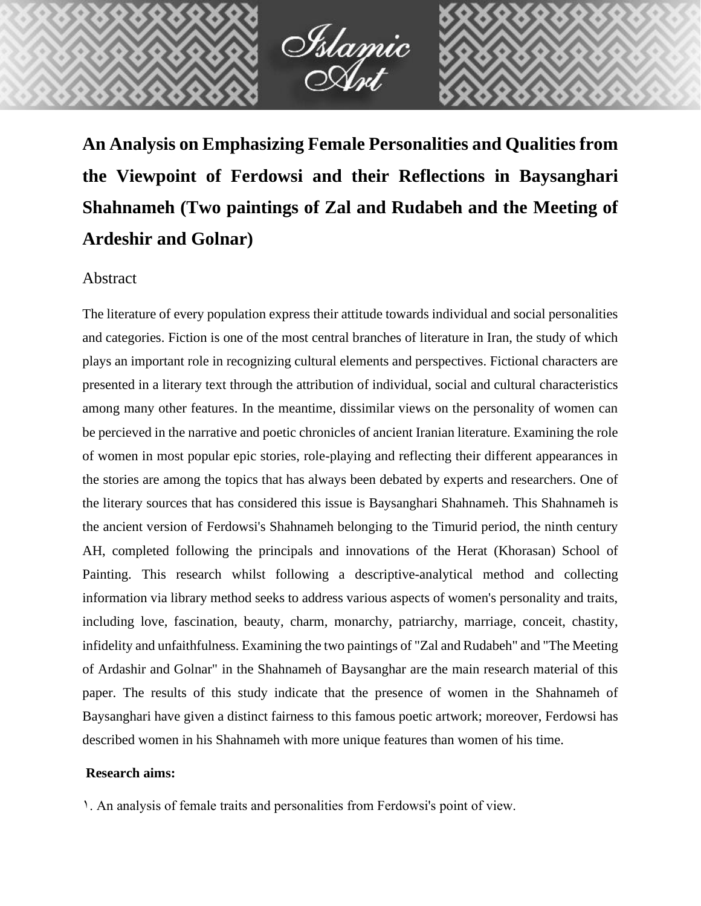# An Analysis on Emphasizing Female Personalities and Qualities from the Viewpoint of Ferdowsi and their Reflections in Baysanghari Shahnameh (Two paintings of Zal and Rudabeh and the Meeting of Ardeshir and Golnar)

## Abstract

The literature of every population express their attitude towards individual and social personalities and categories. Fiction is one of the most central branches of literature in Iran, the study of which plays an important role in recognizing cultural elements and perspectives. Fictional characters are presented in a literary text through the attribution of individual, social and cultural characteristics among many other features. In the meantime, dissimilar views on the personality of women can be percieved in the narrative and poetic chronicles of ancient Iranian literature. Examining the role of women in most popular epic stories, role-playing and reflecting their different appearances in the stories are among the topics that has always been debated by experts and researchers. One of the literary sources that has considered this issue is Baysanghari Shahnameh. This Shahnameh is the ancient version of Ferdowsi's Shahnameh belonging to the Timurid period, the ninth century AH, completed following the principals and innovations of the Herat (Khorasan) School of Painting. This research whilst following a descriptive-analytical method and collecting information via library method seeks to address various aspects of women's personality and traits, including love, fascination, beauty, charm, monarchy, patriarchy, marriage, conceit, chastity, infidelity and unfaithfulness. Examining the two paintings of "Zal and Rudabeh" and "The Meeting of Ardashir and Golnar" in the Shahnameh of Baysanghar are the main research material of this paper. The results of this study indicate that the presence of women in the Shahnameh of Baysanghari have given a distinct fairness to this famous poetic artwork; moreover, Ferdowsi has described women in his Shahnameh with more unique features than women of his time.

**Research aims:**

١. An analysis of female traits and personalities from Ferdowsi's point of view.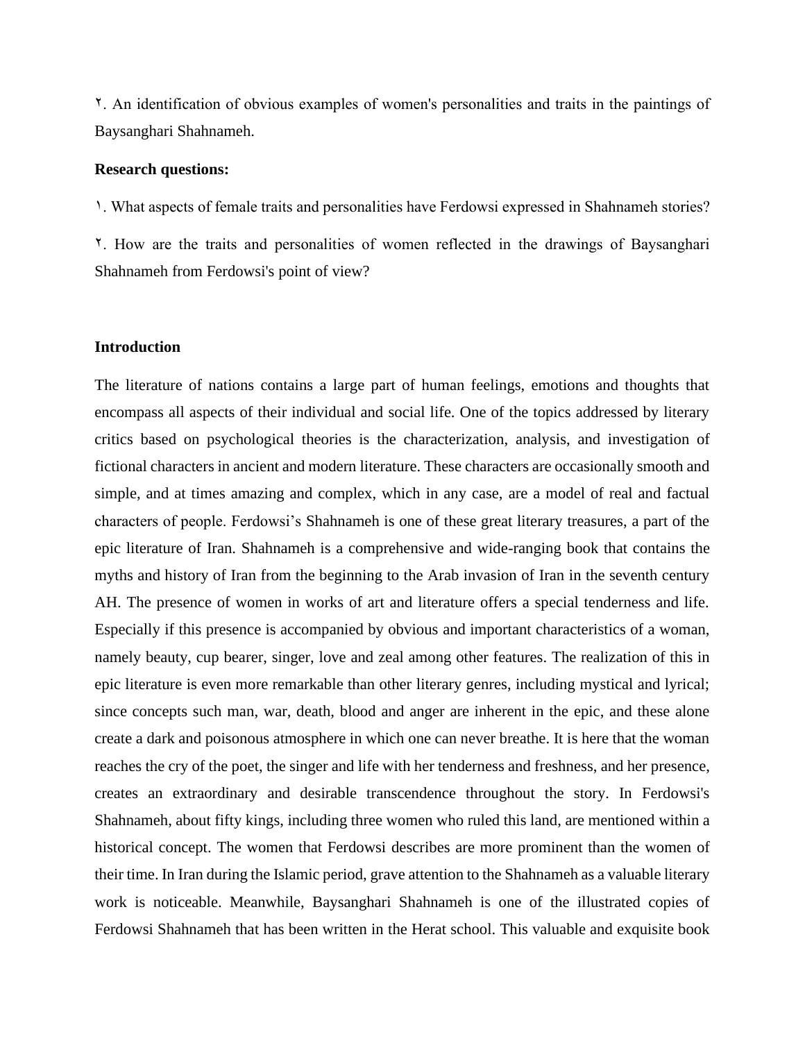۲. An identification of obvious examples of women's personalities and traits in the paintings of Baysanghari Shahnameh.

**Research questions:**

۱. What aspects of female traits and personalities have Ferdowsi expressed in Shahnameh stories?

۲. How are the traits and personalities of women reflected in the drawings of Baysanghari Shahnameh from Ferdowsi's point of view?

**Introduction**

The literature of nations contains a large part of human feelings, emotions and thoughts that encompass all aspects of their individual and social life. One of the topics addressed by literary critics based on psychological theories is the characterization, analysis, and investigation of fictional characters in ancient and modern literature. These characters are occasionally smooth and simple, and at times amazing and complex, which in any case, are a model of real and factual characters of people. Ferdowsi's Shahnameh is one of these great literary treasures, a part of the epic literature of Iran. Shahnameh is a comprehensive and wide-ranging book that contains the myths and history of Iran from the beginning to the Arab invasion of Iran in the seventh century AH. The presence of women in works of art and literature offers a special tenderness and life. Especially if this presence is accompanied by obvious and important characteristics of a woman, namely beauty, cup bearer, singer, love and zeal among other features. The realization of this in epic literature is even more remarkable than other literary genres, including mystical and lyrical; since concepts such man, war, death, blood and anger are inherent in the epic, and these alone create a dark and poisonous atmosphere in which one can never breathe. It is here that the woman reaches the cry of the poet, the singer and life with her tenderness and freshness, and her presence, creates an extraordinary and desirable transcendence throughout the story. In Ferdowsi's Shahnameh, about fifty kings, including three women who ruled this land, are mentioned within a historical concept. The women that Ferdowsi describes are more prominent than the women of their time. In Iran during the Islamic period, grave attention to the Shahnameh as a valuable literary work is noticeable. Meanwhile, Baysanghari Shahnameh is one of the illustrated copies of Ferdowsi Shahnameh that has been written in the Herat school. This valuable and exquisite book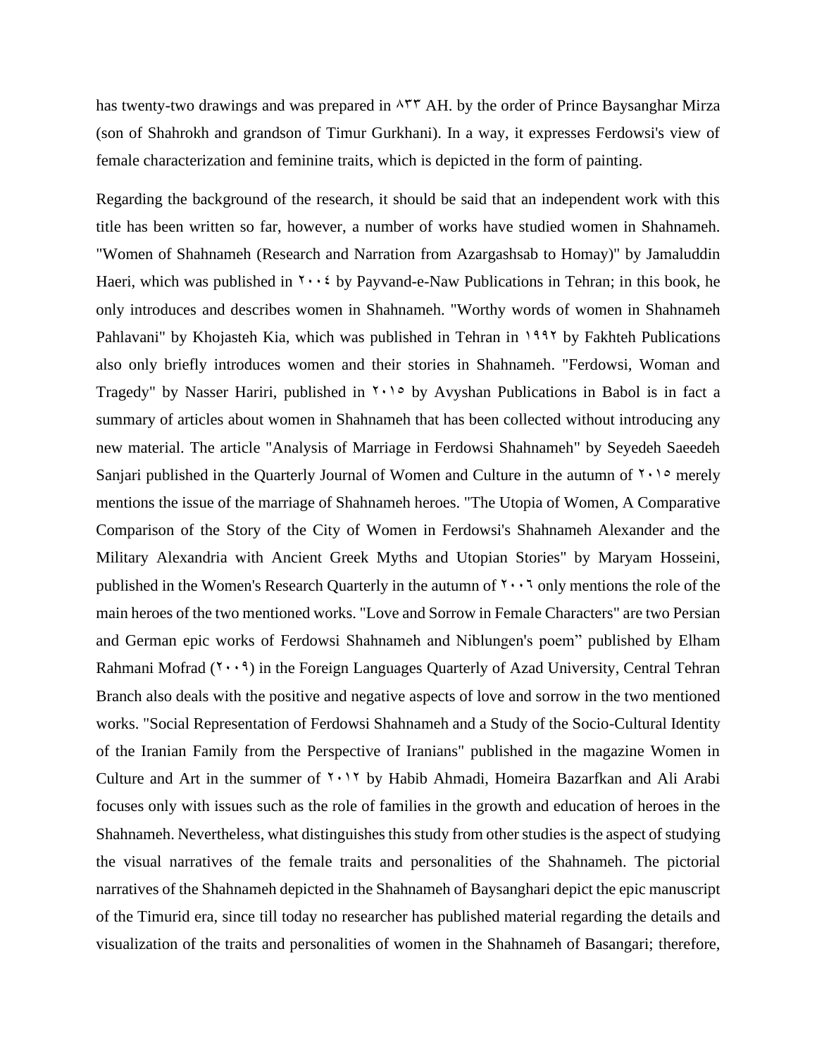has twenty-two drawings and was prepared in ۸۳۳ AH. by the order of Prince Baysanghar Mirza (son of Shahrokh and grandson of Timur Gurkhani). In a way, it expresses Ferdowsi's view of female characterization and feminine traits, which is depicted in the form of painting.

Regarding the background of the research, it should be said that an independent work with this title has been written so far, however, a number of works have studied women in Shahnameh. "Women of Shahnameh (Research and Narration from Azargashsab to Homay)" by Jamaluddin Haeri, which was published in ۲۰۰٤ by Payvand-e-Naw Publications in Tehran; in this book, he only introduces and describes women in Shahnameh. "Worthy words of women in Shahnameh Pahlavani" by Khojasteh Kia, which was published in Tehran in ۱۹۹۲ by Fakhteh Publications also only briefly introduces women and their stories in Shahnameh. "Ferdowsi, Woman and Tragedy" by Nasser Hariri, published in ۲۰۱٥ by Avyshan Publications in Babol is in fact a summary of articles about women in Shahnameh that has been collected without introducing any new material. The article "Analysis of Marriage in Ferdowsi Shahnameh" by Seyedeh Saeedeh Sanjari published in the Quarterly Journal of Women and Culture in the autumn of ۲۰۱٥ merely mentions the issue of the marriage of Shahnameh heroes. "The Utopia of Women, A Comparative Comparison of the Story of the City of Women in Ferdowsi's Shahnameh Alexander and the Military Alexandria with Ancient Greek Myths and Utopian Stories" by Maryam Hosseini, published in the Women's Research Quarterly in the autumn of ۲۰۰٦ only mentions the role of the main heroes of the two mentioned works. "Love and Sorrow in Female Characters" are two Persian and German epic works of Ferdowsi Shahnameh and Niblungen's poem" published by Elham Rahmani Mofrad (۲۰۰۹) in the Foreign Languages Quarterly of Azad University, Central Tehran Branch also deals with the positive and negative aspects of love and sorrow in the two mentioned works. "Social Representation of Ferdowsi Shahnameh and a Study of the Socio-Cultural Identity of the Iranian Family from the Perspective of Iranians" published in the magazine Women in Culture and Art in the summer of ۲۰۱۲ by Habib Ahmadi, Homeira Bazarfkan and Ali Arabi focuses only with issues such as the role of families in the growth and education of heroes in the Shahnameh. Nevertheless, what distinguishes this study from other studies is the aspect of studying the visual narratives of the female traits and personalities of the Shahnameh. The pictorial narratives of the Shahnameh depicted in the Shahnameh of Baysanghari depict the epic manuscript of the Timurid era, since till today no researcher has published material regarding the details and visualization of the traits and personalities of women in the Shahnameh of Basangari; therefore,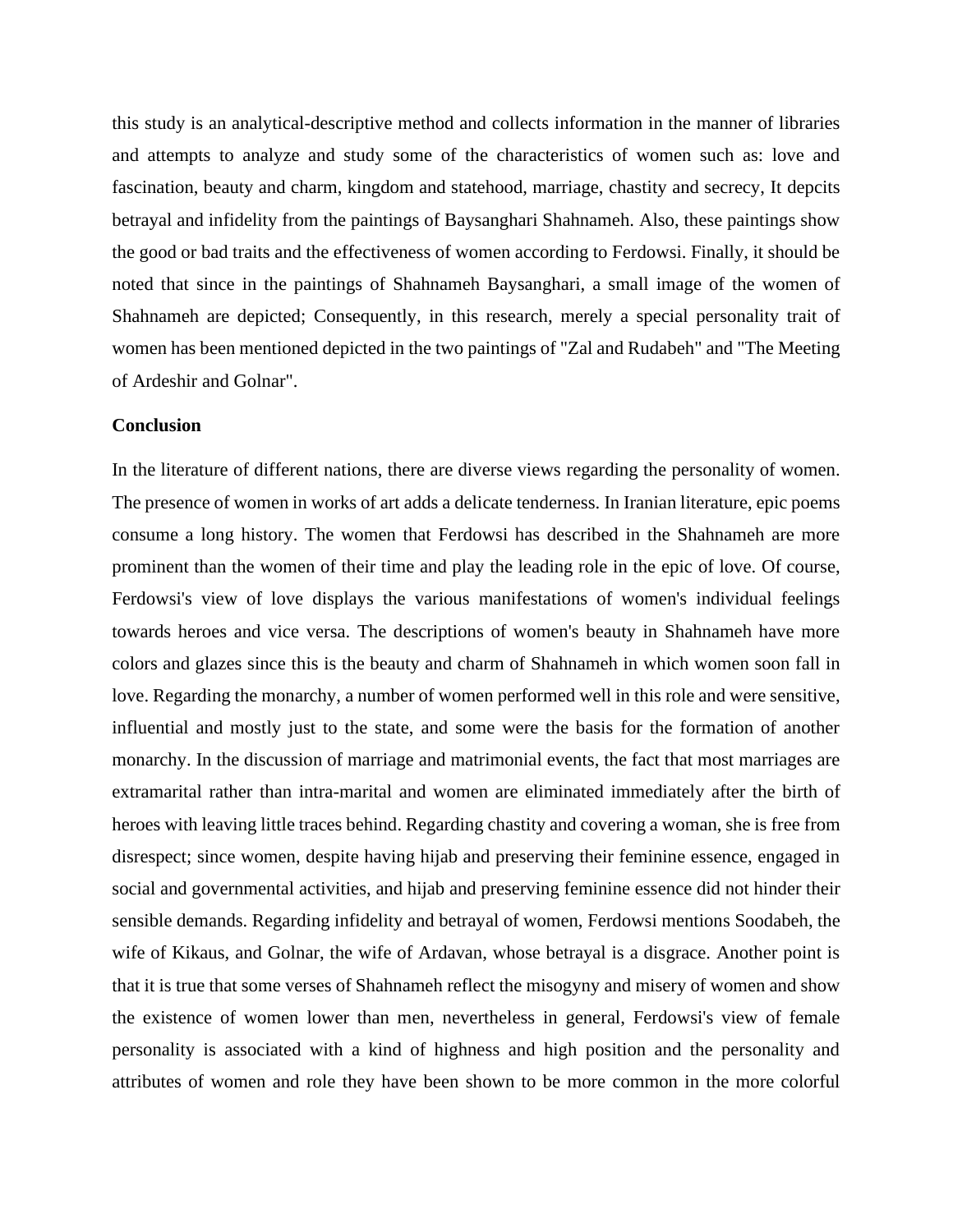this study is an analytical-descriptive method and collects information in the manner of libraries and attempts to analyze and study some of the characteristics of women such as: love and fascination, beauty and charm, kingdom and statehood, marriage, chastity and secrecy, It depcits betrayal and infidelity from the paintings of Baysanghari Shahnameh. Also, these paintings show the good or bad traits and the effectiveness of women according to Ferdowsi. Finally, it should be noted that since in the paintings of Shahnameh Baysanghari, a small image of the women of Shahnameh are depicted; Consequently, in this research, merely a special personality trait of women has been mentioned depicted in the two paintings of "Zal and Rudabeh" and "The Meeting of Ardeshir and Golnar".

**Conclusion**

In the literature of different nations, there are diverse views regarding the personality of women. The presence of women in works of art adds a delicate tenderness. In Iranian literature, epic poems consume a long history. The women that Ferdowsi has described in the Shahnameh are more prominent than the women of their time and play the leading role in the epic of love. Of course, Ferdowsi's view of love displays the various manifestations of women's individual feelings towards heroes and vice versa. The descriptions of women's beauty in Shahnameh have more colors and glazes since this is the beauty and charm of Shahnameh in which women soon fall in love. Regarding the monarchy, a number of women performed well in this role and were sensitive, influential and mostly just to the state, and some were the basis for the formation of another monarchy. In the discussion of marriage and matrimonial events, the fact that most marriages are extramarital rather than intra-marital and women are eliminated immediately after the birth of heroes with leaving little traces behind. Regarding chastity and covering a woman, she is free from disrespect; since women, despite having hijab and preserving their feminine essence, engaged in social and governmental activities, and hijab and preserving feminine essence did not hinder their sensible demands. Regarding infidelity and betrayal of women, Ferdowsi mentions Soodabeh, the wife of Kikaus, and Golnar, the wife of Ardavan, whose betrayal is a disgrace. Another point is that it is true that some verses of Shahnameh reflect the misogyny and misery of women and show the existence of women lower than men, nevertheless in general, Ferdowsi's view of female personality is associated with a kind of highness and high position and the personality and attributes of women and role they have been shown to be more common in the more colorful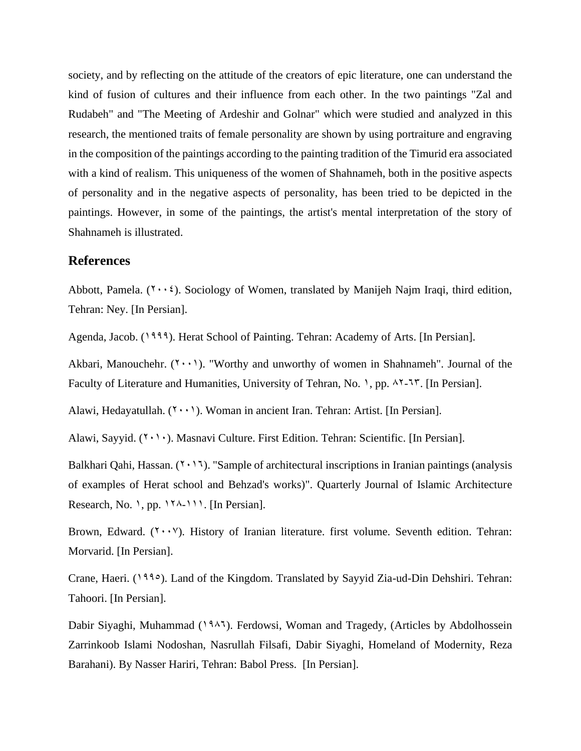society, and by reflecting on the attitude of the creators of epic literature, one can understand the kind of fusion of cultures and their influence from each other. In the two paintings "Zal and Rudabeh" and "The Meeting of Ardeshir and Golnar" which were studied and analyzed in this research, the mentioned traits of female personality are shown by using portraiture and engraving in the composition of the paintings according to the painting tradition of the Timurid era associated with a kind of realism. This uniqueness of the women of Shahnameh, both in the positive aspects of personality and in the negative aspects of personality, has been tried to be depicted in the paintings. However, in some of the paintings, the artist's mental interpretation of the story of Shahnameh is illustrated.

## References

Abbott, Pamela. (۲۰۰٤). Sociology of Women, translated by Manijeh Najm Iraqi, third edition, Tehran: Ney. [In Persian].

Agenda, Jacob. (۱۹۹۹). Herat School of Painting. Tehran: Academy of Arts. [In Persian].

Akbari, Manouchehr. (۲۰۰۱). "Worthy and unworthy of women in Shahnameh". Journal of the Faculty of Literature and Humanities, University of Tehran, No. ۱, pp. ۸۲-٦۳. [In Persian].

Alawi, Hedayatullah. (۲۰۰۱). Woman in ancient Iran. Tehran: Artist. [In Persian].

Alawi, Sayyid. (۲۰۱۰). Masnavi Culture. First Edition. Tehran: Scientific. [In Persian].

Balkhari Qahi, Hassan. (۲۰۱٦). "Sample of architectural inscriptions in Iranian paintings (analysis of examples of Herat school and Behzad's works)". Quarterly Journal of Islamic Architecture Research, No. ۱, pp. ۱۲۸-۱۱۱. [In Persian].

Brown, Edward. (۲۰۰۷). History of Iranian literature. first volume. Seventh edition. Tehran: Morvarid. [In Persian].

Crane, Haeri. (۱۹۹٥). Land of the Kingdom. Translated by Sayyid Zia-ud-Din Dehshiri. Tehran: Tahoori. [In Persian].

Dabir Siyaghi, Muhammad (۱۹۸٦). Ferdowsi, Woman and Tragedy, (Articles by Abdolhossein Zarrinkoob Islami Nodoshan, Nasrullah Filsafi, Dabir Siyaghi, Homeland of Modernity, Reza Barahani). By Nasser Hariri, Tehran: Babol Press. [In Persian].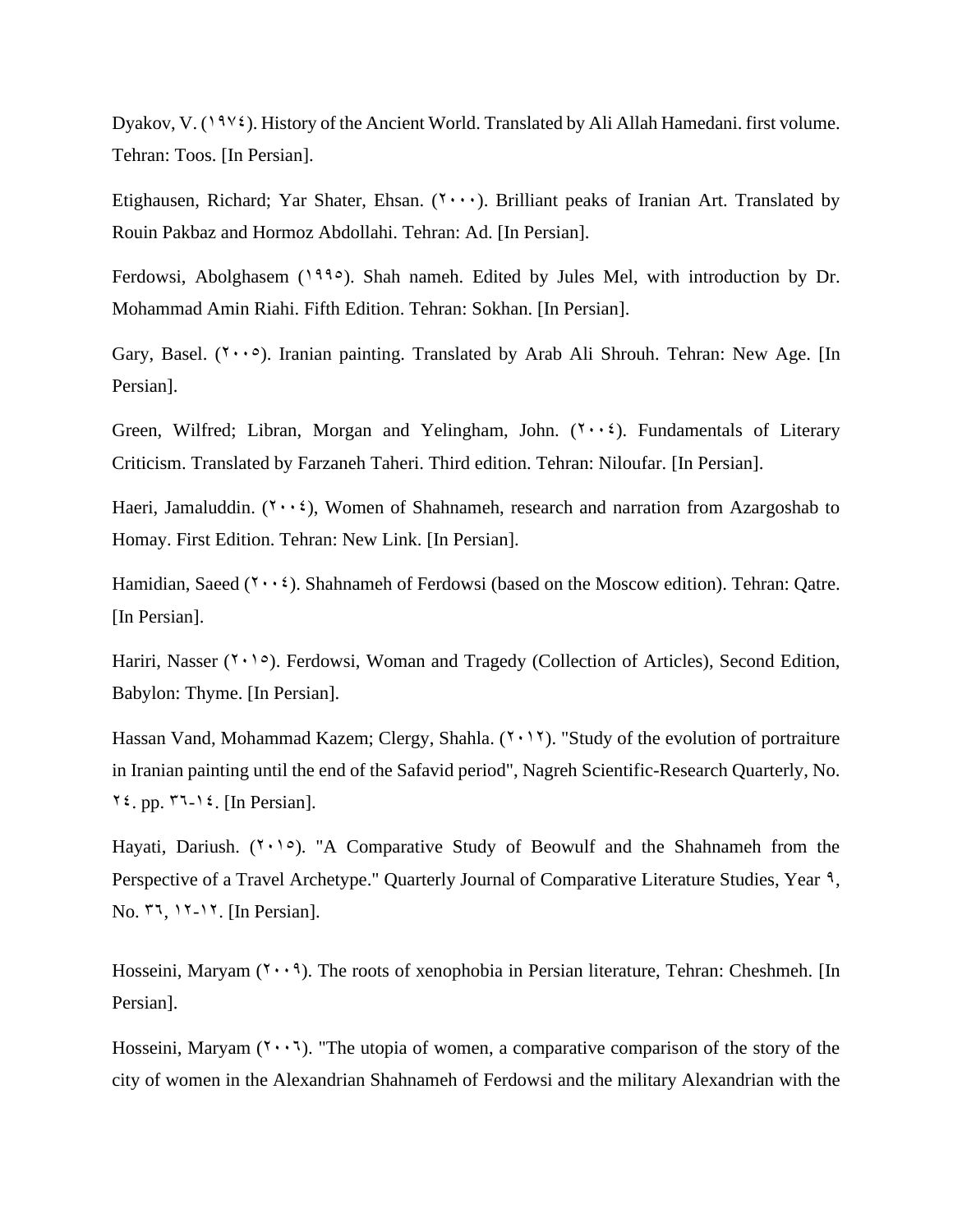Dyakov, V. (١٩٧٤). History of the Ancient World. Translated by Ali Allah Hamedani. first volume. Tehran: Toos. [In Persian].

Etighausen, Richard; Yar Shater, Ehsan. (٢٠٠٠). Brilliant peaks of Iranian Art. Translated by Rouin Pakbaz and Hormoz Abdollahi. Tehran: Ad. [In Persian].

Ferdowsi, Abolghasem (١٩٩٥). Shah nameh. Edited by Jules Mel, with introduction by Dr. Mohammad Amin Riahi. Fifth Edition. Tehran: Sokhan. [In Persian].

Gary, Basel. (٢٠٠٥). Iranian painting. Translated by Arab Ali Shrouh. Tehran: New Age. [In Persian].

Green, Wilfred; Libran, Morgan and Yelingham, John. (٢٠٠٤). Fundamentals of Literary Criticism. Translated by Farzaneh Taheri. Third edition. Tehran: Niloufar. [In Persian].

Haeri, Jamaluddin. (٢٠٠٤), Women of Shahnameh, research and narration from Azargoshab to Homay. First Edition. Tehran: New Link. [In Persian].

Hamidian, Saeed (٢٠٠٤). Shahnameh of Ferdowsi (based on the Moscow edition). Tehran: Qatre. [In Persian].

Hariri, Nasser (٢٠١٥). Ferdowsi, Woman and Tragedy (Collection of Articles), Second Edition, Babylon: Thyme. [In Persian].

Hassan Vand, Mohammad Kazem; Clergy, Shahla. (٢٠١٢). "Study of the evolution of portraiture in Iranian painting until the end of the Safavid period", Nagreh Scientific-Research Quarterly, No. ٢٤. pp. ٣٦-١٤. [In Persian].

Hayati, Dariush. (٢٠١٥). "A Comparative Study of Beowulf and the Shahnameh from the Perspective of a Travel Archetype." Quarterly Journal of Comparative Literature Studies, Year ٩, No. ٣٦, ١٢-١٢. [In Persian].

Hosseini, Maryam (٢٠٠٩). The roots of xenophobia in Persian literature, Tehran: Cheshmeh. [In Persian].

Hosseini, Maryam (٢٠٠٦). "The utopia of women, a comparative comparison of the story of the city of women in the Alexandrian Shahnameh of Ferdowsi and the military Alexandrian with the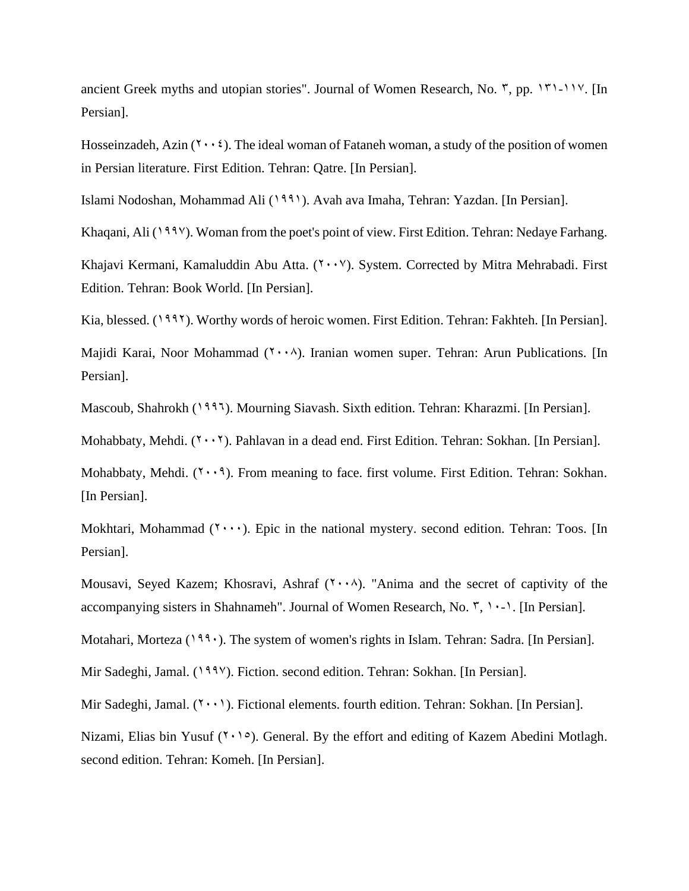ancient Greek myths and utopian stories". Journal of Women Research, No. ۳, pp. ۱۳۱-۱۱۷. [In Persian].

Hosseinzadeh, Azin (۲۰۰٤). The ideal woman of Fataneh woman, a study of the position of women in Persian literature. First Edition. Tehran: Qatre. [In Persian].

Islami Nodoshan, Mohammad Ali (۱۹۹۱). Avah ava Imaha, Tehran: Yazdan. [In Persian].

Khaqani, Ali (۱۹۹۷). Woman from the poet's point of view. First Edition. Tehran: Nedaye Farhang.

Khajavi Kermani, Kamaluddin Abu Atta. (۲۰۰۷). System. Corrected by Mitra Mehrabadi. First Edition. Tehran: Book World. [In Persian].

Kia, blessed. (۱۹۹۲). Worthy words of heroic women. First Edition. Tehran: Fakhteh. [In Persian].

Majidi Karai, Noor Mohammad (۲۰۰۸). Iranian women super. Tehran: Arun Publications. [In Persian].

Mascoub, Shahrokh (۱۹۹٦). Mourning Siavash. Sixth edition. Tehran: Kharazmi. [In Persian].

Mohabbaty, Mehdi. (۲۰۰۲). Pahlavan in a dead end. First Edition. Tehran: Sokhan. [In Persian].

Mohabbaty, Mehdi. (۲۰۰۹). From meaning to face. first volume. First Edition. Tehran: Sokhan. [In Persian].

Mokhtari, Mohammad (۲۰۰۰). Epic in the national mystery. second edition. Tehran: Toos. [In Persian].

Mousavi, Seyed Kazem; Khosravi, Ashraf (۲۰۰۸). "Anima and the secret of captivity of the accompanying sisters in Shahnameh". Journal of Women Research, No. ۳, ۱۰-۱. [In Persian].

Motahari, Morteza (۱۹۹۰). The system of women's rights in Islam. Tehran: Sadra. [In Persian].

Mir Sadeghi, Jamal. (۱۹۹۷). Fiction. second edition. Tehran: Sokhan. [In Persian].

Mir Sadeghi, Jamal. (۲۰۰۱). Fictional elements. fourth edition. Tehran: Sokhan. [In Persian].

Nizami, Elias bin Yusuf (۲۰۱٥). General. By the effort and editing of Kazem Abedini Motlagh. second edition. Tehran: Komeh. [In Persian].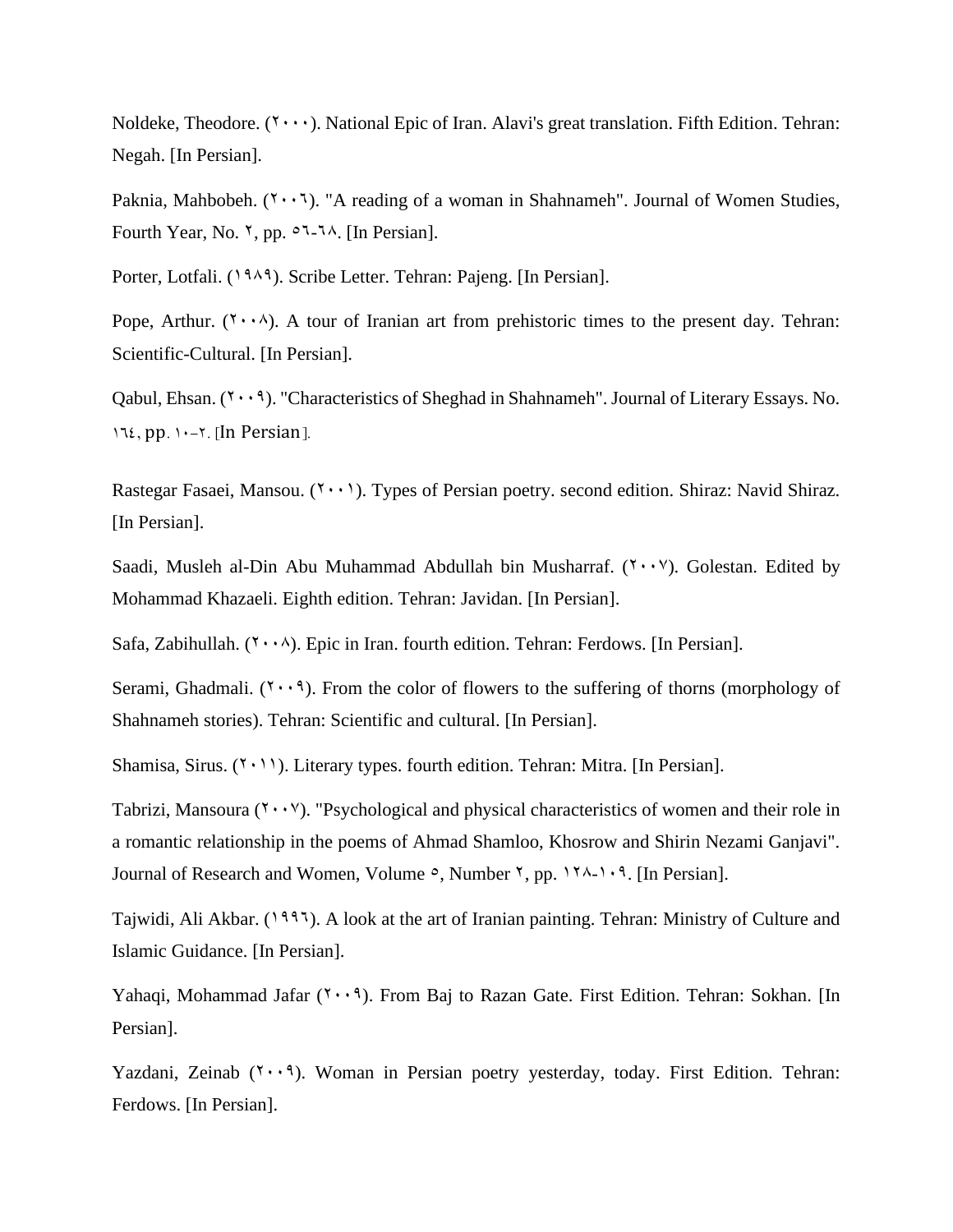Noldeke, Theodore. (۲۰۰۰). National Epic of Iran. Alavi's great translation. Fifth Edition. Tehran: Negah. [In Persian].

Paknia, Mahbobeh. (۲۰۰٦). "A reading of a woman in Shahnameh". Journal of Women Studies, Fourth Year, No. ۲, pp. ٥٦-٦٨. [In Persian].

Porter, Lotfali. (۱۹۸۹). Scribe Letter. Tehran: Pajeng. [In Persian].

Pope, Arthur. (۲۰۰۸). A tour of Iranian art from prehistoric times to the present day. Tehran: Scientific-Cultural. [In Persian].

Qabul, Ehsan. (۲۰۰۹). "Characteristics of Sheghad in Shahnameh". Journal of Literary Essays. No. ۱٦٤, pp. ۱۰-۲. [In Persian].

Rastegar Fasaei, Mansou. (۲۰۰۱). Types of Persian poetry. second edition. Shiraz: Navid Shiraz. [In Persian].

Saadi, Musleh al-Din Abu Muhammad Abdullah bin Musharraf. (۲۰۰۷). Golestan. Edited by Mohammad Khazaeli. Eighth edition. Tehran: Javidan. [In Persian].

Safa, Zabihullah. (۲۰۰۸). Epic in Iran. fourth edition. Tehran: Ferdows. [In Persian].

Serami, Ghadmali. (۲۰۰۹). From the color of flowers to the suffering of thorns (morphology of Shahnameh stories). Tehran: Scientific and cultural. [In Persian].

Shamisa, Sirus. (۲۰۱۱). Literary types. fourth edition. Tehran: Mitra. [In Persian].

Tabrizi, Mansoura (۲۰۰۷). "Psychological and physical characteristics of women and their role in a romantic relationship in the poems of Ahmad Shamloo, Khosrow and Shirin Nezami Ganjavi". Journal of Research and Women, Volume ٥, Number ۲, pp. ۱۲۸-۱۰۹. [In Persian].

Tajwidi, Ali Akbar. (۱۹۹٦). A look at the art of Iranian painting. Tehran: Ministry of Culture and Islamic Guidance. [In Persian].

Yahaqi, Mohammad Jafar (۲۰۰۹). From Baj to Razan Gate. First Edition. Tehran: Sokhan. [In Persian].

Yazdani, Zeinab (۲۰۰۹). Woman in Persian poetry yesterday, today. First Edition. Tehran: Ferdows. [In Persian].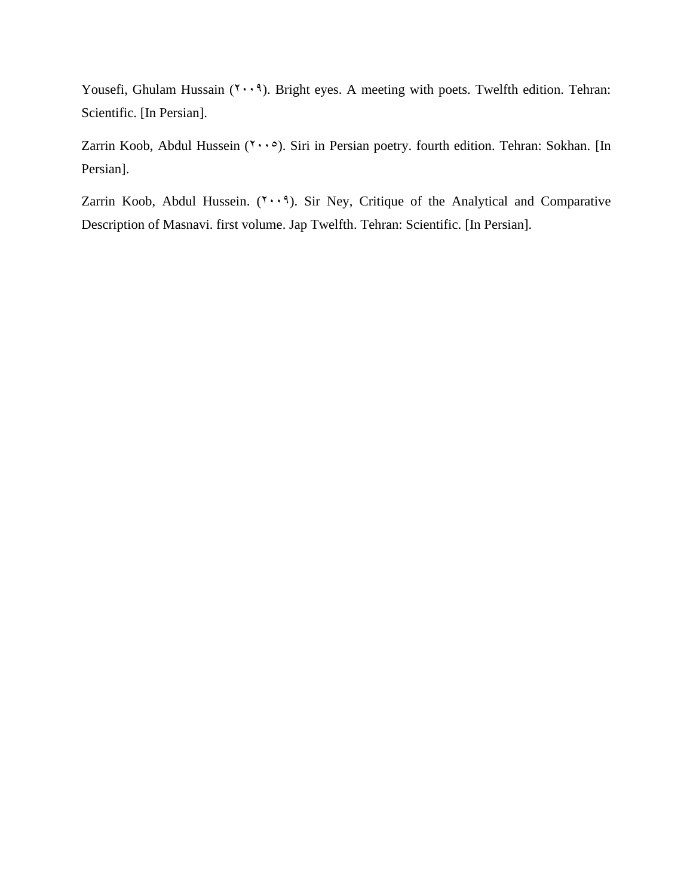Yousefi, Ghulam Hussain (٢٠٠٩). Bright eyes. A meeting with poets. Twelfth edition. Tehran: Scientific. [In Persian].

Zarrin Koob, Abdul Hussein (٢٠٠٥). Siri in Persian poetry. fourth edition. Tehran: Sokhan. [In Persian].

Zarrin Koob, Abdul Hussein. (٢٠٠٩). Sir Ney, Critique of the Analytical and Comparative Description of Masnavi. first volume. Jap Twelfth. Tehran: Scientific. [In Persian].